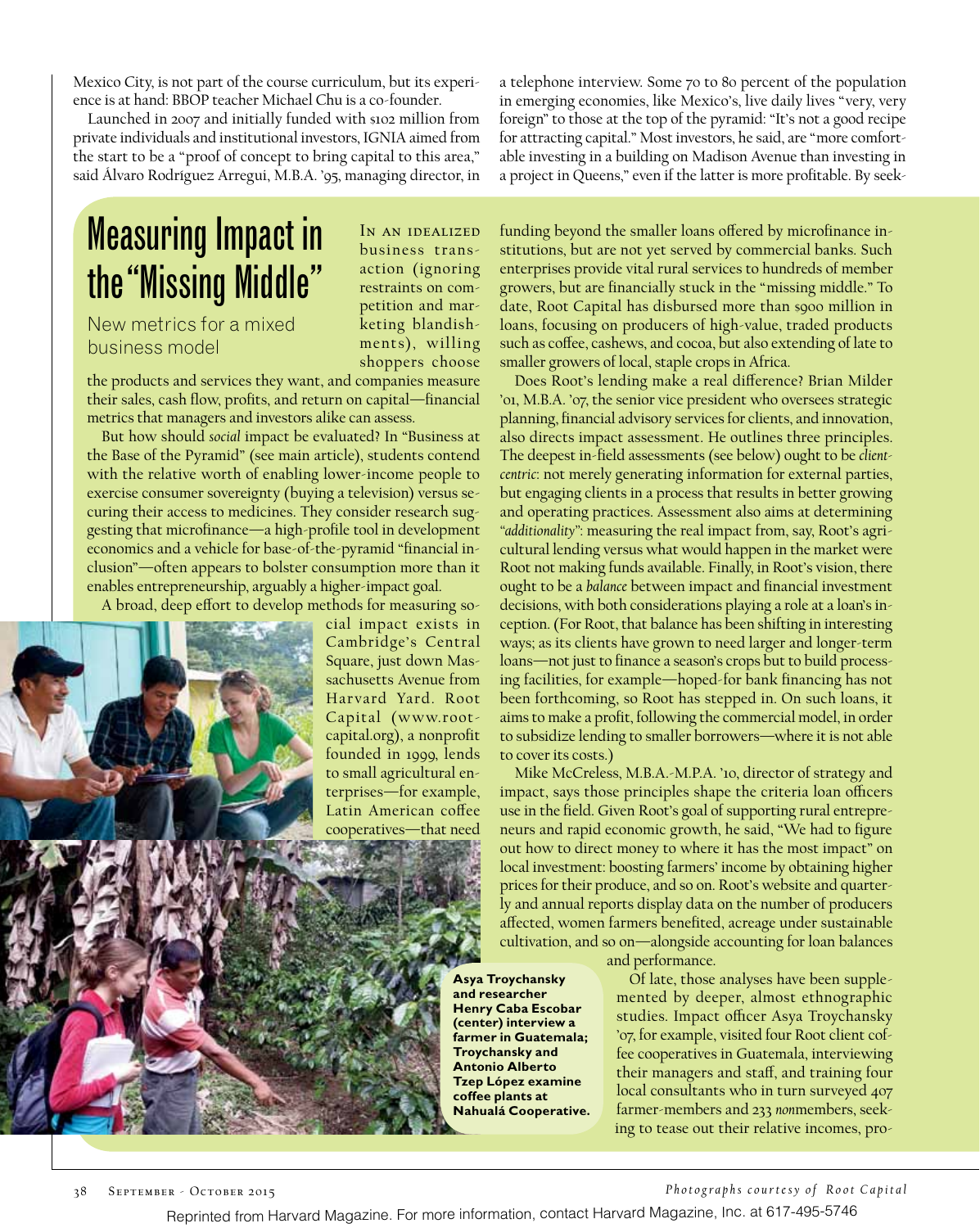Mexico City, is not part of the course curriculum, but its experience is at hand: BBOP teacher Michael Chu is a co-founder.

Launched in 2007 and initially funded with $102 million from private individuals and institutional investors, IGNIA aimed from the start to be a "proof of concept to bring capital to this area," said Álvaro Rodríguez Arregui, M.B.A. '95, managing director, in a telephone interview. Some 70 to 80 percent of the population in emerging economies, like Mexico's, live daily lives "very, very foreign" to those at the top of the pyramid: "It's not a good recipe for attracting capital." Most investors, he said, are "more comfortable investing in a building on Madison Avenue than investing in a project in Queens," even if the latter is more profitable. By seek-

## Measuring Impact in the "Missing Middle"

New metrics for a mixed business model

In an idealized business transaction (ignoring restraints on competition and marketing blandishments), willing shoppers choose the products and services they want, and companies measure their sales, cash flow, profits, and return on capital—financial metrics that managers and investors alike can assess.

But how should *social* impact be evaluated? In "Business at the Base of the Pyramid" (see main article), students contend with the relative worth of enabling lower-income people to exercise consumer sovereignty (buying a television) versus securing their access to medicines. They consider research suggesting that microfinance—a high-profile tool in development economics and a vehicle for base-of-the-pyramid "financial inclusion"—often appears to bolster consumption more than it enables entrepreneurship, arguably a higher-impact goal.

A broad, deep effort to develop methods for measuring social impact exists in Cambridge's Central Square, just down Massachusetts Avenue from Harvard Yard. Root Capital (www.rootcapital.org), a nonprofit founded in 1999, lends to small agricultural enterprises—for example, Latin American coffee cooperatives—that need funding beyond the smaller loans offered by microfinance institutions, but are not yet served by commercial banks. Such enterprises provide vital rural services to hundreds of member growers, but are financially stuck in the "missing middle." To date, Root Capital has disbursed more than $900 million in loans, focusing on producers of high-value, traded products such as coffee, cashews, and cocoa, but also extending of late to smaller growers of local, staple crops in Africa.

Does Root's lending make a real difference? Brian Milder '01, M.B.A. '07, the senior vice president who oversees strategic planning, financial advisory services for clients, and innovation, also directs impact assessment. He outlines three principles. The deepest in-field assessments (see below) ought to be *client-centric*: not merely generating information for external parties, but engaging clients in a process that results in better growing and operating practices. Assessment also aims at determining *"additionality"*: measuring the real impact from, say, Root's agricultural lending versus what would happen in the market were Root not making funds available. Finally, in Root's vision, there ought to be a *balance* between impact and financial investment decisions, with both considerations playing a role at a loan's inception. (For Root, that balance has been shifting in interesting ways; as its clients have grown to need larger and longer-term loans—not just to finance a season's crops but to build processing facilities, for example—hoped-for bank financing has not been forthcoming, so Root has stepped in. On such loans, it aims to make a profit, following the commercial model, in order to subsidize lending to smaller borrowers—where it is not able to cover its costs.)

Mike McCreless, M.B.A.-M.P.A. '10, director of strategy and impact, says those principles shape the criteria loan officers use in the field. Given Root's goal of supporting rural entrepreneurs and rapid economic growth, he said, "We had to figure out how to direct money to where it has the most impact" on local investment: boosting farmers' income by obtaining higher prices for their produce, and so on. Root's website and quarterly and annual reports display data on the number of producers affected, women farmers benefited, acreage under sustainable cultivation, and so on—alongside accounting for loan balances and performance.

Of late, those analyses have been supplemented by deeper, almost ethnographic studies. Impact officer Asya Troychansky '07, for example, visited four Root client coffee cooperatives in Guatemala, interviewing their managers and staff, and training four local consultants who in turn surveyed 407 farmer-members and 233 *non*members, seeking to tease out their relative incomes, pro-

**Asya Troychansky and researcher Henry Caba Escobar (center) interview a farmer in Guatemala; Troychansky and Antonio Alberto Tzep López examine coffee plants at Nahualá Cooperative.**

*Photographs courtesy of Root Capital*

Reprinted from Harvard Magazine. For more information, contact Harvard Magazine, Inc. at 617-495-5746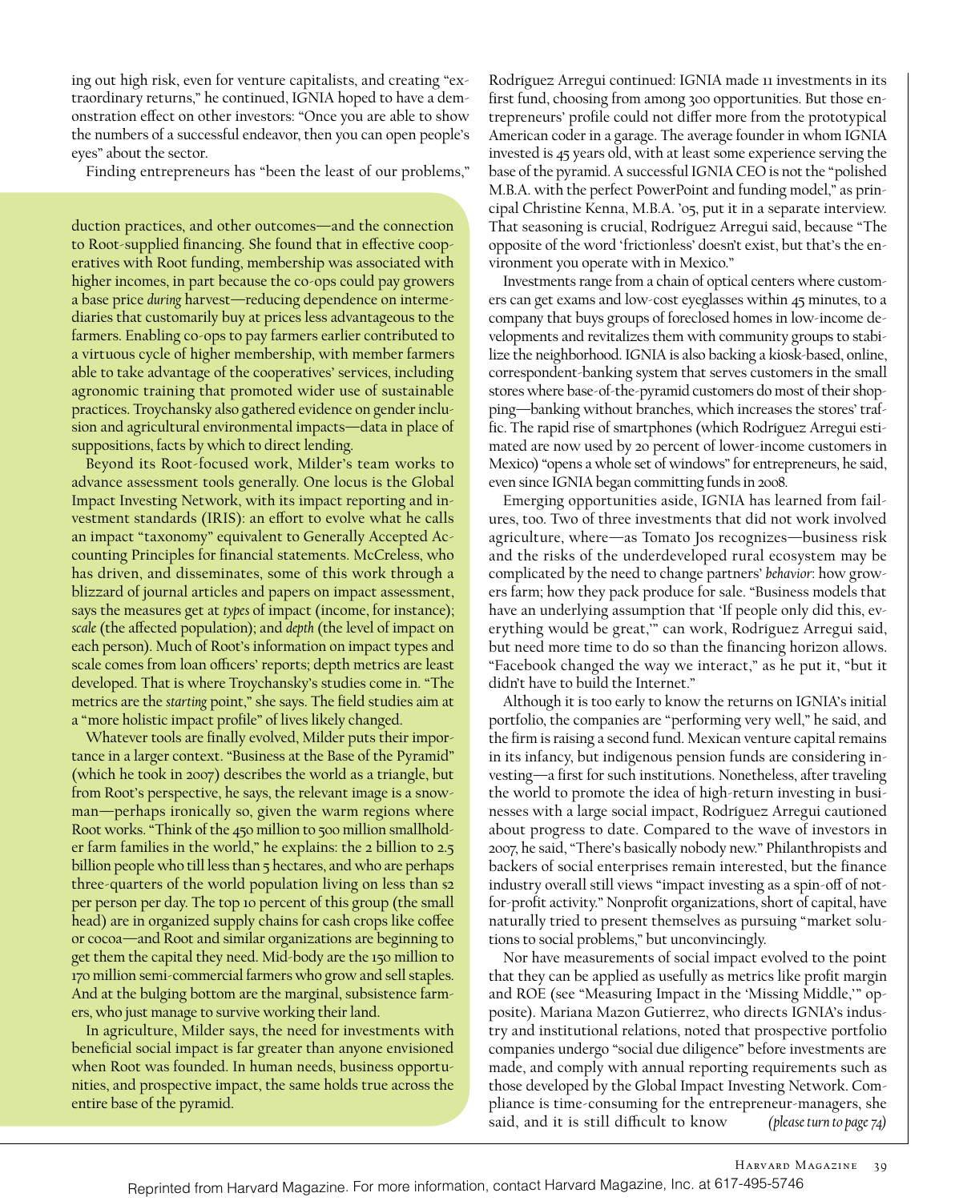ing out high risk, even for venture capitalists, and creating "extraordinary returns," he continued, IGNIA hoped to have a demonstration effect on other investors: "Once you are able to show the numbers of a successful endeavor, then you can open people's eyes" about the sector.

Finding entrepreneurs has "been the least of our problems,"

duction practices, and other outcomes—and the connection to Root-supplied financing. She found that in effective cooperatives with Root funding, membership was associated with higher incomes, in part because the co-ops could pay growers a base price *during* harvest—reducing dependence on intermediaries that customarily buy at prices less advantageous to the farmers. Enabling co-ops to pay farmers earlier contributed to a virtuous cycle of higher membership, with member farmers able to take advantage of the cooperatives' services, including agronomic training that promoted wider use of sustainable practices. Troychansky also gathered evidence on gender inclusion and agricultural environmental impacts—data in place of suppositions, facts by which to direct lending.

Beyond its Root-focused work, Milder's team works to advance assessment tools generally. One locus is the Global Impact Investing Network, with its impact reporting and investment standards (IRIS): an effort to evolve what he calls an impact "taxonomy" equivalent to Generally Accepted Accounting Principles for financial statements. McCreless, who has driven, and disseminates, some of this work through a blizzard of journal articles and papers on impact assessment, says the measures get at *types* of impact (income, for instance); *scale* (the affected population); and *depth* (the level of impact on each person). Much of Root's information on impact types and scale comes from loan officers' reports; depth metrics are least developed. That is where Troychansky's studies come in. "The metrics are the *starting* point," she says. The field studies aim at a "more holistic impact profile" of lives likely changed.

Whatever tools are finally evolved, Milder puts their importance in a larger context. "Business at the Base of the Pyramid" (which he took in 2007) describes the world as a triangle, but from Root's perspective, he says, the relevant image is a snowman—perhaps ironically so, given the warm regions where Root works. "Think of the 450 million to 500 million smallholder farm families in the world," he explains: the 2 billion to 2.5 billion people who till less than 5 hectares, and who are perhaps three-quarters of the world population living on less than $2 per person per day. The top 10 percent of this group (the small head) are in organized supply chains for cash crops like coffee or cocoa—and Root and similar organizations are beginning to get them the capital they need. Mid-body are the 150 million to 170 million semi-commercial farmers who grow and sell staples. And at the bulging bottom are the marginal, subsistence farmers, who just manage to survive working their land.

In agriculture, Milder says, the need for investments with beneficial social impact is far greater than anyone envisioned when Root was founded. In human needs, business opportunities, and prospective impact, the same holds true across the entire base of the pyramid.

Rodríguez Arregui continued: IGNIA made 11 investments in its first fund, choosing from among 300 opportunities. But those entrepreneurs' profile could not differ more from the prototypical American coder in a garage. The average founder in whom IGNIA invested is 45 years old, with at least some experience serving the base of the pyramid. A successful IGNIA CEO is not the "polished M.B.A. with the perfect PowerPoint and funding model," as principal Christine Kenna, M.B.A. '05, put it in a separate interview. That seasoning is crucial, Rodríguez Arregui said, because "The opposite of the word 'frictionless' doesn't exist, but that's the environment you operate with in Mexico."

Investments range from a chain of optical centers where customers can get exams and low-cost eyeglasses within 45 minutes, to a company that buys groups of foreclosed homes in low-income developments and revitalizes them with community groups to stabilize the neighborhood. IGNIA is also backing a kiosk-based, online, correspondent-banking system that serves customers in the small stores where base-of-the-pyramid customers do most of their shopping—banking without branches, which increases the stores' traffic. The rapid rise of smartphones (which Rodríguez Arregui estimated are now used by 20 percent of lower-income customers in Mexico) "opens a whole set of windows" for entrepreneurs, he said, even since IGNIA began committing funds in 2008.

Emerging opportunities aside, IGNIA has learned from failures, too. Two of three investments that did not work involved agriculture, where—as Tomato Jos recognizes—business risk and the risks of the underdeveloped rural ecosystem may be complicated by the need to change partners' *behavior*: how growers farm; how they pack produce for sale. "Business models that have an underlying assumption that 'If people only did this, everything would be great,'" can work, Rodríguez Arregui said, but need more time to do so than the financing horizon allows. "Facebook changed the way we interact," as he put it, "but it didn't have to build the Internet."

Although it is too early to know the returns on IGNIA's initial portfolio, the companies are "performing very well," he said, and the firm is raising a second fund. Mexican venture capital remains in its infancy, but indigenous pension funds are considering investing—a first for such institutions. Nonetheless, after traveling the world to promote the idea of high-return investing in businesses with a large social impact, Rodríguez Arregui cautioned about progress to date. Compared to the wave of investors in 2007, he said, "There's basically nobody new." Philanthropists and backers of social enterprises remain interested, but the finance industry overall still views "impact investing as a spin-off of not-for-profit activity." Nonprofit organizations, short of capital, have naturally tried to present themselves as pursuing "market solutions to social problems," but unconvincingly.

Nor have measurements of social impact evolved to the point that they can be applied as usefully as metrics like profit margin and ROE (see "Measuring Impact in the 'Missing Middle,'" opposite). Mariana Mazon Gutierrez, who directs IGNIA's industry and institutional relations, noted that prospective portfolio companies undergo "social due diligence" before investments are made, and comply with annual reporting requirements such as those developed by the Global Impact Investing Network. Compliance is time-consuming for the entrepreneur-managers, she said, and it is still difficult to know *(please turn to page 74)*

Reprinted from Harvard Magazine. For more information, contact Harvard Magazine, Inc. at 617-495-5746